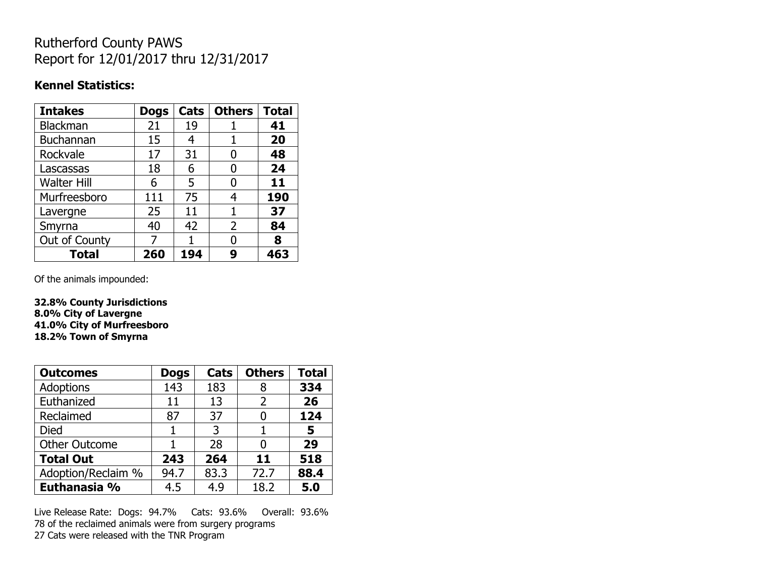# Rutherford County PAWS
Report for 12/01/2017 thru 12/31/2017

**Kennel Statistics:**

| **Intakes** | **Dogs** | **Cats** | **Others** | **Total** |
|---|---|---|---|---|
| Blackman | 21 | 19 | 1 | **41** |
| Buchannan | 15 | 4 | 1 | **20** |
| Rockvale | 17 | 31 | 0 | **48** |
| Lascassas | 18 | 6 | 0 | **24** |
| Walter Hill | 6 | 5 | 0 | **11** |
| Murfreesboro | 111 | 75 | 4 | **190** |
| Lavergne | 25 | 11 | 1 | **37** |
| Smyrna | 40 | 42 | 2 | **84** |
| Out of County | 7 | 1 | 0 | **8** |
| **Total** | **260** | **194** | **9** | **463** |

Of the animals impounded:

**32.8% County Jurisdictions**
**8.0% City of Lavergne**
**41.0% City of Murfreesboro**
**18.2% Town of Smyrna**

| **Outcomes** | **Dogs** | **Cats** | **Others** | **Total** |
|---|---|---|---|---|
| Adoptions | 143 | 183 | 8 | **334** |
| Euthanized | 11 | 13 | 2 | **26** |
| Reclaimed | 87 | 37 | 0 | **124** |
| Died | 1 | 3 | 1 | **5** |
| Other Outcome | 1 | 28 | 0 | **29** |
| **Total Out** | **243** | **264** | **11** | **518** |
| Adoption/Reclaim % | 94.7 | 83.3 | 72.7 | **88.4** |
| **Euthanasia %** | 4.5 | 4.9 | 18.2 | **5.0** |

Live Release Rate: Dogs: 94.7% Cats: 93.6% Overall: 93.6%
78 of the reclaimed animals were from surgery programs
27 Cats were released with the TNR Program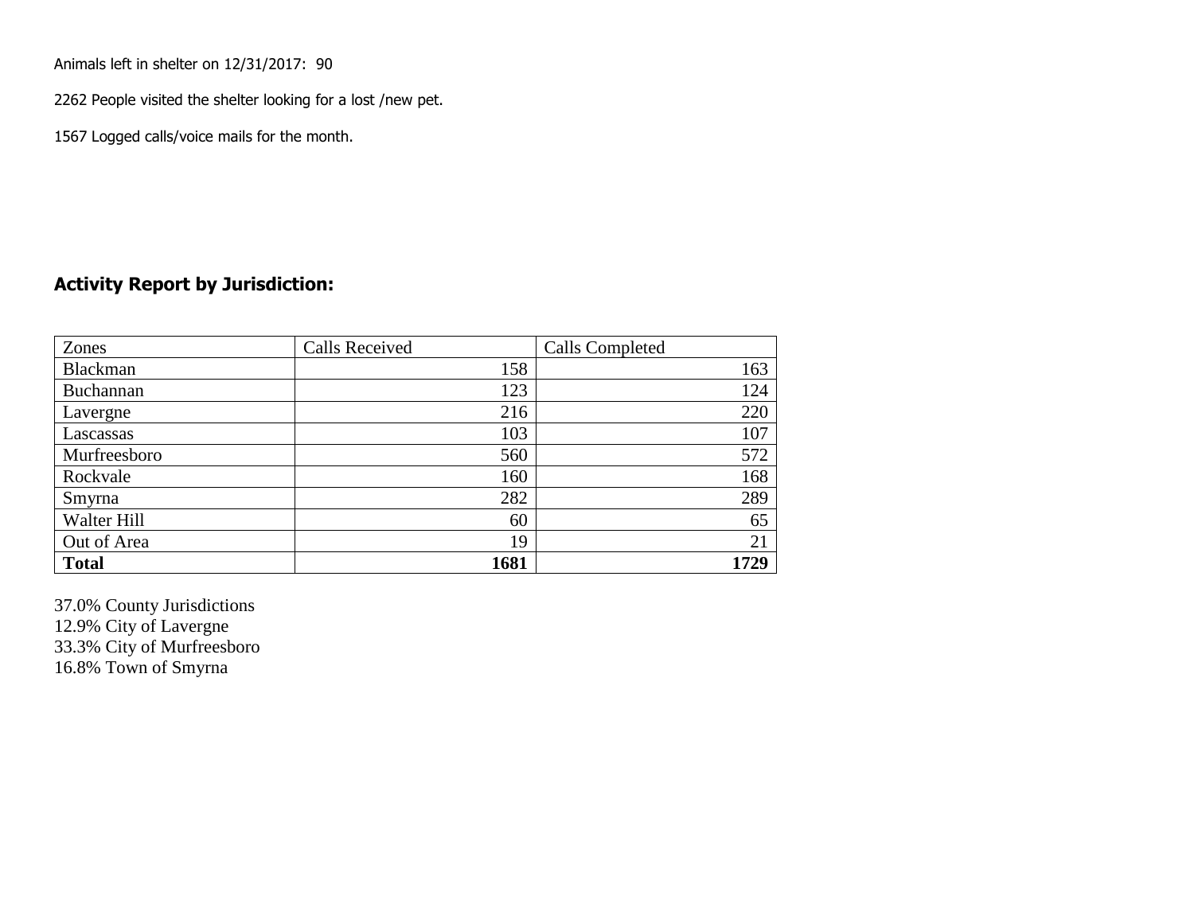Animals left in shelter on 12/31/2017: 90

2262 People visited the shelter looking for a lost /new pet.

1567 Logged calls/voice mails for the month.

## Activity Report by Jurisdiction:

| Zones | Calls Received | Calls Completed |
|---|---|---|
| Blackman | 158 | 163 |
| Buchannan | 123 | 124 |
| Lavergne | 216 | 220 |
| Lascassas | 103 | 107 |
| Murfreesboro | 560 | 572 |
| Rockvale | 160 | 168 |
| Smyrna | 282 | 289 |
| Walter Hill | 60 | 65 |
| Out of Area | 19 | 21 |
| **Total** | **1681** | **1729** |

37.0% County Jurisdictions
12.9% City of Lavergne
33.3% City of Murfreesboro
16.8% Town of Smyrna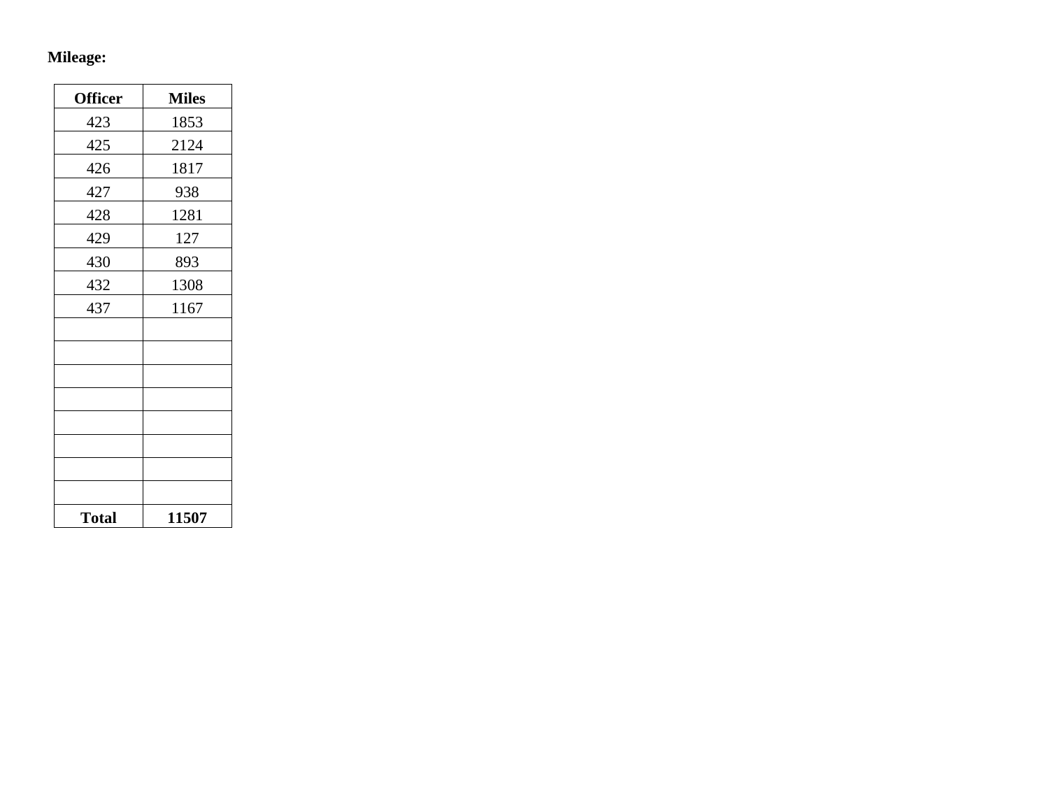**Mileage:**

| Officer | Miles |
|---|---|
| 423 | 1853 |
| 425 | 2124 |
| 426 | 1817 |
| 427 | 938 |
| 428 | 1281 |
| 429 | 127 |
| 430 | 893 |
| 432 | 1308 |
| 437 | 1167 |
| | |
| | |
| | |
| | |
| | |
| | |
| | |
| | |
| **Total** | **11507** |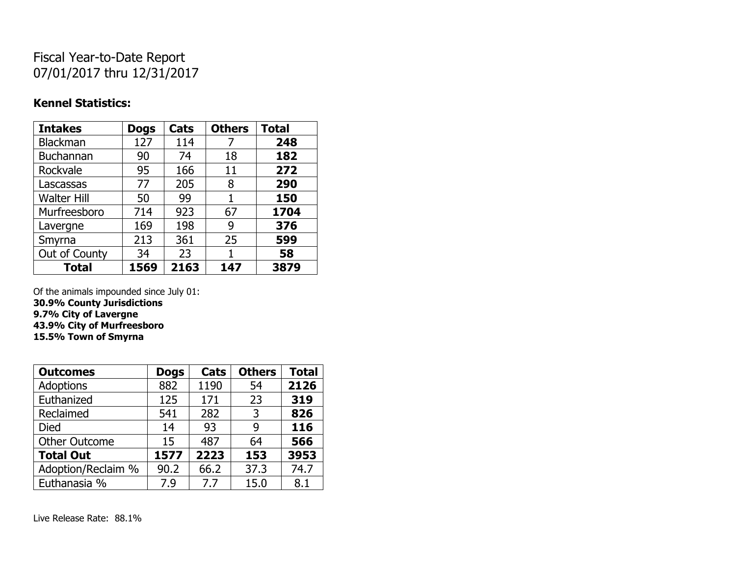Fiscal Year-to-Date Report
07/01/2017 thru 12/31/2017

**Kennel Statistics:**

| Intakes | Dogs | Cats | Others | Total |
|---|---|---|---|---|
| Blackman | 127 | 114 | 7 | **248** |
| Buchannan | 90 | 74 | 18 | **182** |
| Rockvale | 95 | 166 | 11 | **272** |
| Lascassas | 77 | 205 | 8 | **290** |
| Walter Hill | 50 | 99 | 1 | **150** |
| Murfreesboro | 714 | 923 | 67 | **1704** |
| Lavergne | 169 | 198 | 9 | **376** |
| Smyrna | 213 | 361 | 25 | **599** |
| Out of County | 34 | 23 | 1 | **58** |
| **Total** | **1569** | **2163** | **147** | **3879** |

Of the animals impounded since July 01:
**30.9% County Jurisdictions**
**9.7% City of Lavergne**
**43.9% City of Murfreesboro**
**15.5% Town of Smyrna**

| Outcomes | Dogs | Cats | Others | Total |
|---|---|---|---|---|
| Adoptions | 882 | 1190 | 54 | **2126** |
| Euthanized | 125 | 171 | 23 | **319** |
| Reclaimed | 541 | 282 | 3 | **826** |
| Died | 14 | 93 | 9 | **116** |
| Other Outcome | 15 | 487 | 64 | **566** |
| **Total Out** | **1577** | **2223** | **153** | **3953** |
| Adoption/Reclaim % | 90.2 | 66.2 | 37.3 | 74.7 |
| Euthanasia % | 7.9 | 7.7 | 15.0 | 8.1 |

Live Release Rate: 88.1%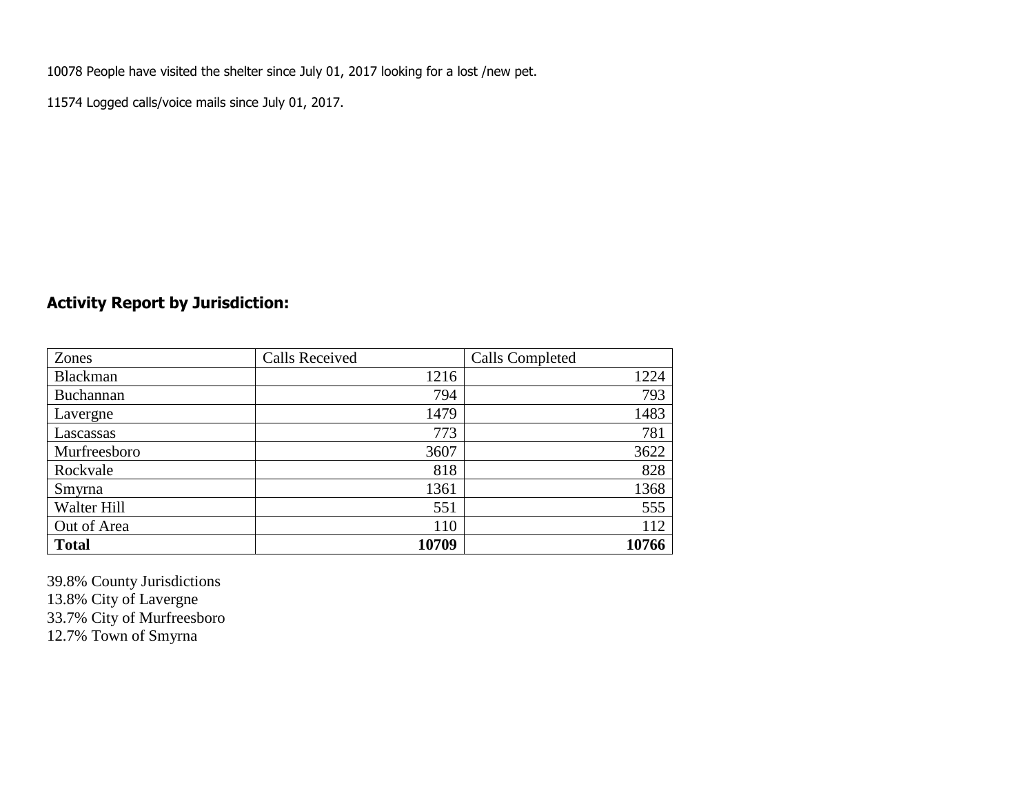10078 People have visited the shelter since July 01, 2017 looking for a lost /new pet.

11574 Logged calls/voice mails since July 01, 2017.

## Activity Report by Jurisdiction:

| Zones | Calls Received | Calls Completed |
|---|---|---|
| Blackman | 1216 | 1224 |
| Buchannan | 794 | 793 |
| Lavergne | 1479 | 1483 |
| Lascassas | 773 | 781 |
| Murfreesboro | 3607 | 3622 |
| Rockvale | 818 | 828 |
| Smyrna | 1361 | 1368 |
| Walter Hill | 551 | 555 |
| Out of Area | 110 | 112 |
| **Total** | **10709** | **10766** |

39.8% County Jurisdictions
13.8% City of Lavergne
33.7% City of Murfreesboro
12.7% Town of Smyrna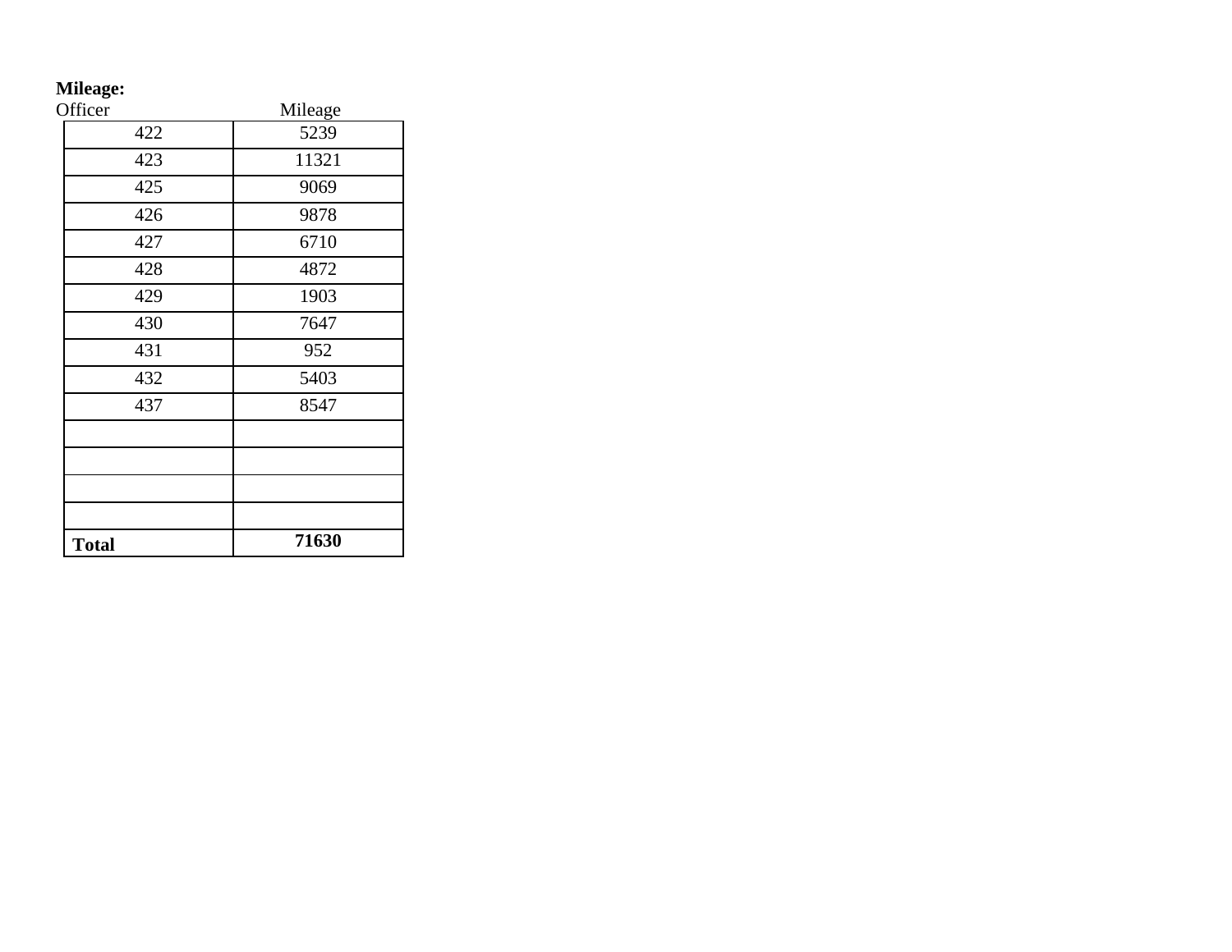**Mileage:**

| Officer | Mileage |
|---|---|
| 422 | 5239 |
| 423 | 11321 |
| 425 | 9069 |
| 426 | 9878 |
| 427 | 6710 |
| 428 | 4872 |
| 429 | 1903 |
| 430 | 7647 |
| 431 | 952 |
| 432 | 5403 |
| 437 | 8547 |
| | |
| | |
| | |
| | |
| **Total** | **71630** |